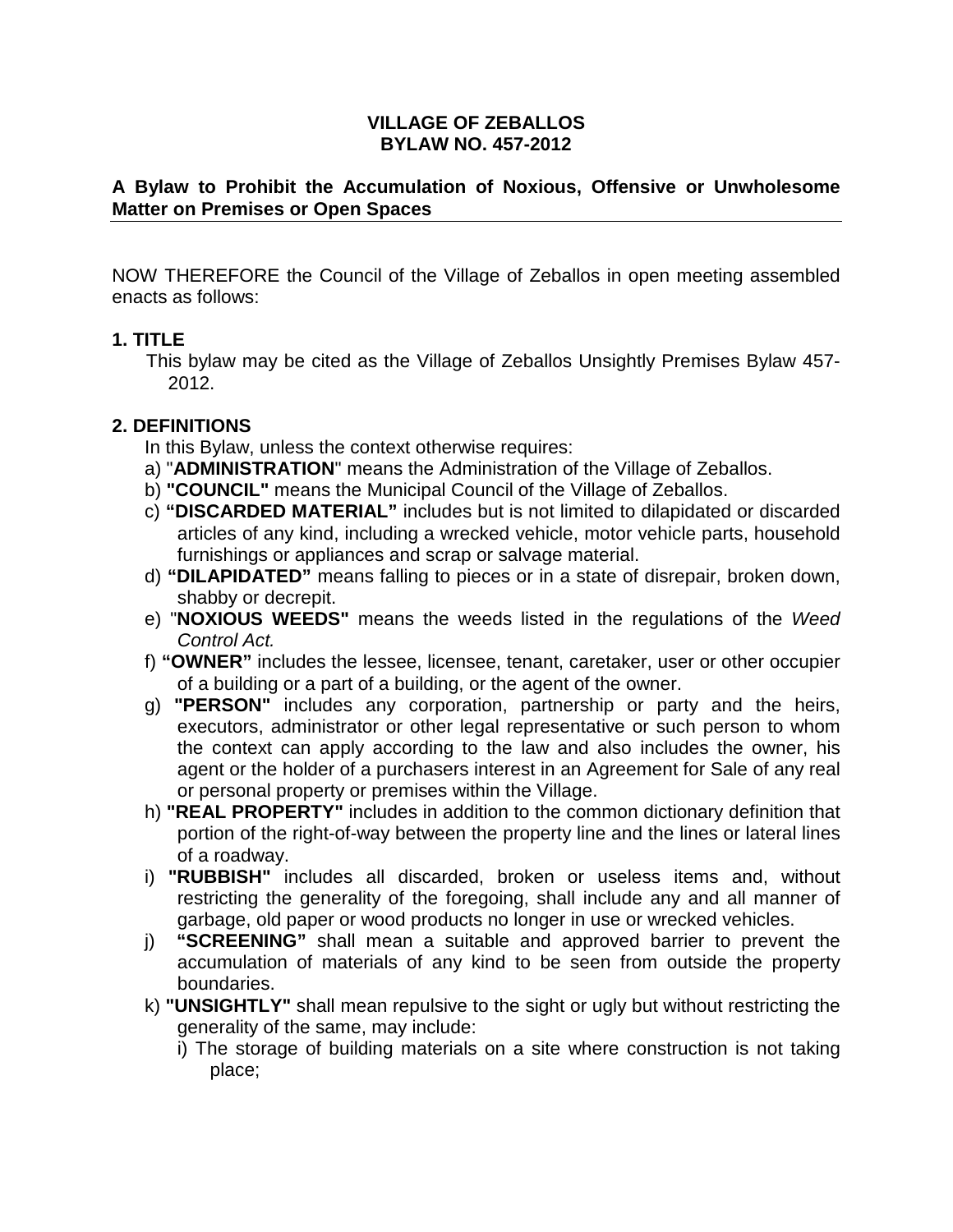**VILLAGE OF ZEBALLOS**
**BYLAW NO. 457-2012**

**A Bylaw to Prohibit the Accumulation of Noxious, Offensive or Unwholesome Matter on Premises or Open Spaces**

NOW THEREFORE the Council of the Village of Zeballos in open meeting assembled enacts as follows:

## 1. TITLE

This bylaw may be cited as the Village of Zeballos Unsightly Premises Bylaw 457-2012.

## 2. DEFINITIONS

In this Bylaw, unless the context otherwise requires:

a) "**ADMINISTRATION**" means the Administration of the Village of Zeballos.

b) **"COUNCIL"** means the Municipal Council of the Village of Zeballos.

c) **"DISCARDED MATERIAL"** includes but is not limited to dilapidated or discarded articles of any kind, including a wrecked vehicle, motor vehicle parts, household furnishings or appliances and scrap or salvage material.

d) **"DILAPIDATED"** means falling to pieces or in a state of disrepair, broken down, shabby or decrepit.

e) "**NOXIOUS WEEDS"** means the weeds listed in the regulations of the *Weed Control Act.*

f) **"OWNER"** includes the lessee, licensee, tenant, caretaker, user or other occupier of a building or a part of a building, or the agent of the owner.

g) **"PERSON"** includes any corporation, partnership or party and the heirs, executors, administrator or other legal representative or such person to whom the context can apply according to the law and also includes the owner, his agent or the holder of a purchasers interest in an Agreement for Sale of any real or personal property or premises within the Village.

h) **"REAL PROPERTY"** includes in addition to the common dictionary definition that portion of the right-of-way between the property line and the lines or lateral lines of a roadway.

i) **"RUBBISH"** includes all discarded, broken or useless items and, without restricting the generality of the foregoing, shall include any and all manner of garbage, old paper or wood products no longer in use or wrecked vehicles.

j) **"SCREENING"** shall mean a suitable and approved barrier to prevent the accumulation of materials of any kind to be seen from outside the property boundaries.

k) **"UNSIGHTLY"** shall mean repulsive to the sight or ugly but without restricting the generality of the same, may include:

   i) The storage of building materials on a site where construction is not taking place;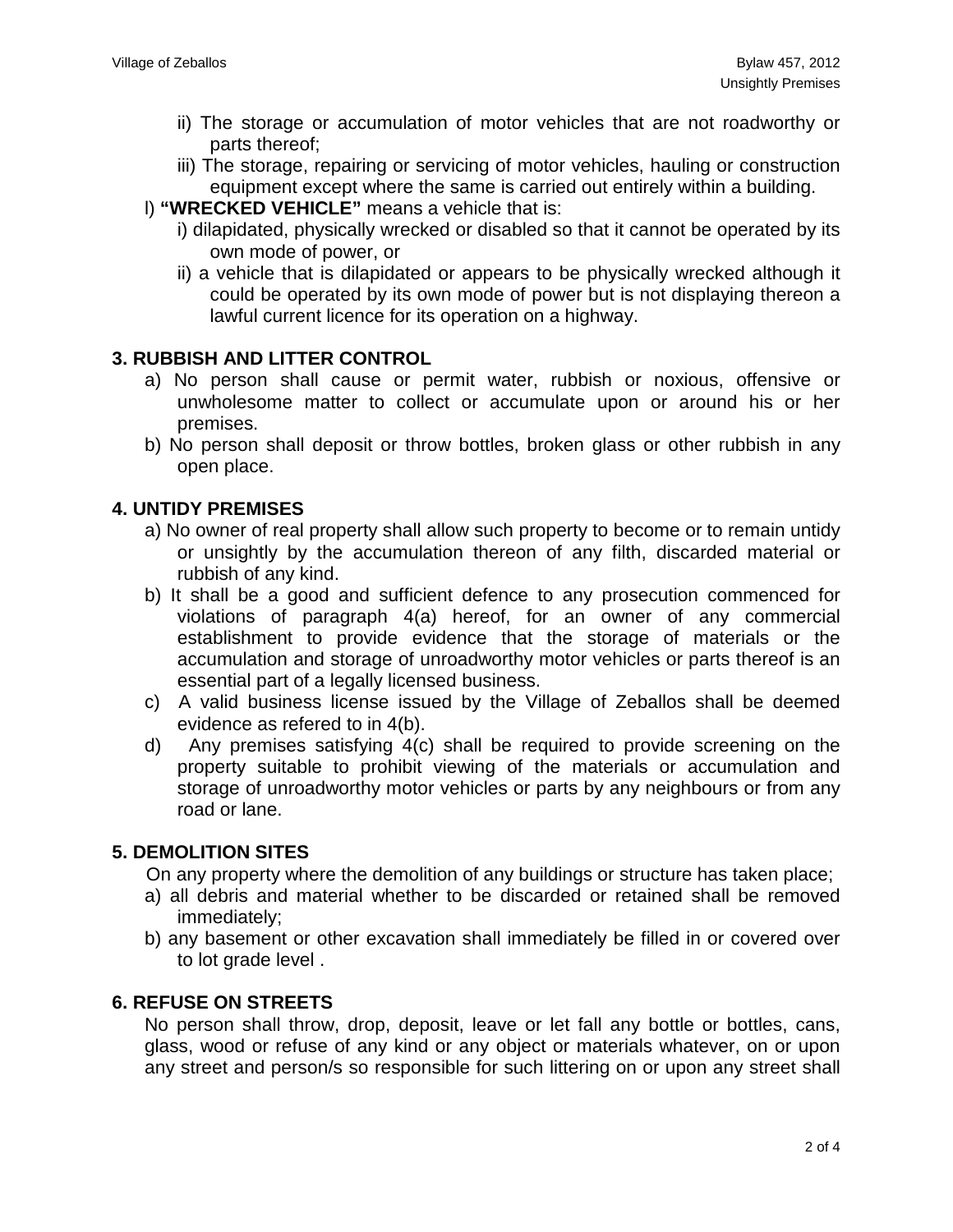ii) The storage or accumulation of motor vehicles that are not roadworthy or parts thereof;

iii) The storage, repairing or servicing of motor vehicles, hauling or construction equipment except where the same is carried out entirely within a building.

l) **"WRECKED VEHICLE"** means a vehicle that is:

i) dilapidated, physically wrecked or disabled so that it cannot be operated by its own mode of power, or

ii) a vehicle that is dilapidated or appears to be physically wrecked although it could be operated by its own mode of power but is not displaying thereon a lawful current licence for its operation on a highway.

## 3. RUBBISH AND LITTER CONTROL

a) No person shall cause or permit water, rubbish or noxious, offensive or unwholesome matter to collect or accumulate upon or around his or her premises.

b) No person shall deposit or throw bottles, broken glass or other rubbish in any open place.

## 4. UNTIDY PREMISES

a) No owner of real property shall allow such property to become or to remain untidy or unsightly by the accumulation thereon of any filth, discarded material or rubbish of any kind.

b) It shall be a good and sufficient defence to any prosecution commenced for violations of paragraph 4(a) hereof, for an owner of any commercial establishment to provide evidence that the storage of materials or the accumulation and storage of unroadworthy motor vehicles or parts thereof is an essential part of a legally licensed business.

c) A valid business license issued by the Village of Zeballos shall be deemed evidence as refered to in 4(b).

d) Any premises satisfying 4(c) shall be required to provide screening on the property suitable to prohibit viewing of the materials or accumulation and storage of unroadworthy motor vehicles or parts by any neighbours or from any road or lane.

## 5. DEMOLITION SITES

On any property where the demolition of any buildings or structure has taken place;

a) all debris and material whether to be discarded or retained shall be removed immediately;

b) any basement or other excavation shall immediately be filled in or covered over to lot grade level .

## 6. REFUSE ON STREETS

No person shall throw, drop, deposit, leave or let fall any bottle or bottles, cans, glass, wood or refuse of any kind or any object or materials whatever, on or upon any street and person/s so responsible for such littering on or upon any street shall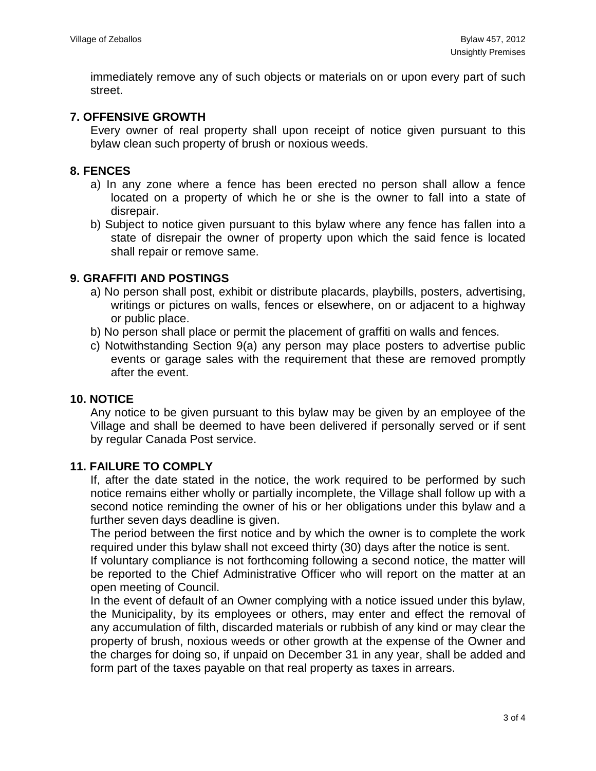immediately remove any of such objects or materials on or upon every part of such street.

## 7. OFFENSIVE GROWTH

Every owner of real property shall upon receipt of notice given pursuant to this bylaw clean such property of brush or noxious weeds.

## 8. FENCES

a) In any zone where a fence has been erected no person shall allow a fence located on a property of which he or she is the owner to fall into a state of disrepair.

b) Subject to notice given pursuant to this bylaw where any fence has fallen into a state of disrepair the owner of property upon which the said fence is located shall repair or remove same.

## 9. GRAFFITI AND POSTINGS

a) No person shall post, exhibit or distribute placards, playbills, posters, advertising, writings or pictures on walls, fences or elsewhere, on or adjacent to a highway or public place.

b) No person shall place or permit the placement of graffiti on walls and fences.

c) Notwithstanding Section 9(a) any person may place posters to advertise public events or garage sales with the requirement that these are removed promptly after the event.

## 10. NOTICE

Any notice to be given pursuant to this bylaw may be given by an employee of the Village and shall be deemed to have been delivered if personally served or if sent by regular Canada Post service.

## 11. FAILURE TO COMPLY

If, after the date stated in the notice, the work required to be performed by such notice remains either wholly or partially incomplete, the Village shall follow up with a second notice reminding the owner of his or her obligations under this bylaw and a further seven days deadline is given.

The period between the first notice and by which the owner is to complete the work required under this bylaw shall not exceed thirty (30) days after the notice is sent.

If voluntary compliance is not forthcoming following a second notice, the matter will be reported to the Chief Administrative Officer who will report on the matter at an open meeting of Council.

In the event of default of an Owner complying with a notice issued under this bylaw, the Municipality, by its employees or others, may enter and effect the removal of any accumulation of filth, discarded materials or rubbish of any kind or may clear the property of brush, noxious weeds or other growth at the expense of the Owner and the charges for doing so, if unpaid on December 31 in any year, shall be added and form part of the taxes payable on that real property as taxes in arrears.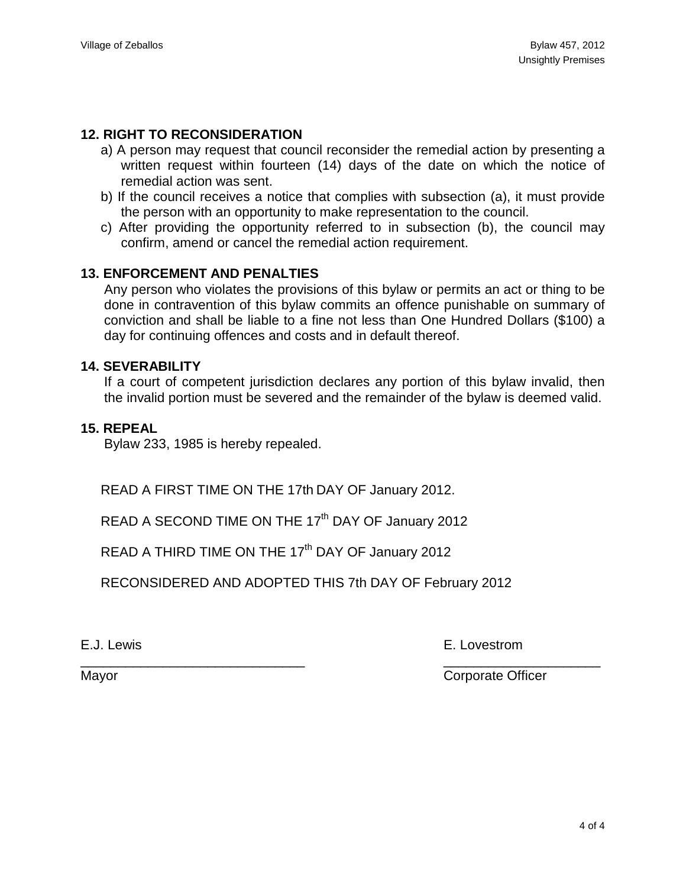## 12. RIGHT TO RECONSIDERATION

a) A person may request that council reconsider the remedial action by presenting a written request within fourteen (14) days of the date on which the notice of remedial action was sent.

b) If the council receives a notice that complies with subsection (a), it must provide the person with an opportunity to make representation to the council.

c) After providing the opportunity referred to in subsection (b), the council may confirm, amend or cancel the remedial action requirement.

## 13. ENFORCEMENT AND PENALTIES

Any person who violates the provisions of this bylaw or permits an act or thing to be done in contravention of this bylaw commits an offence punishable on summary of conviction and shall be liable to a fine not less than One Hundred Dollars ($100) a day for continuing offences and costs and in default thereof.

## 14. SEVERABILITY

If a court of competent jurisdiction declares any portion of this bylaw invalid, then the invalid portion must be severed and the remainder of the bylaw is deemed valid.

## 15. REPEAL

Bylaw 233, 1985 is hereby repealed.

READ A FIRST TIME ON THE 17th DAY OF January 2012.

READ A SECOND TIME ON THE 17th DAY OF January 2012

READ A THIRD TIME ON THE 17th DAY OF January 2012

RECONSIDERED AND ADOPTED THIS 7th DAY OF February 2012

E.J. Lewis

______________________________

Mayor

E. Lovestrom

______________________

Corporate Officer